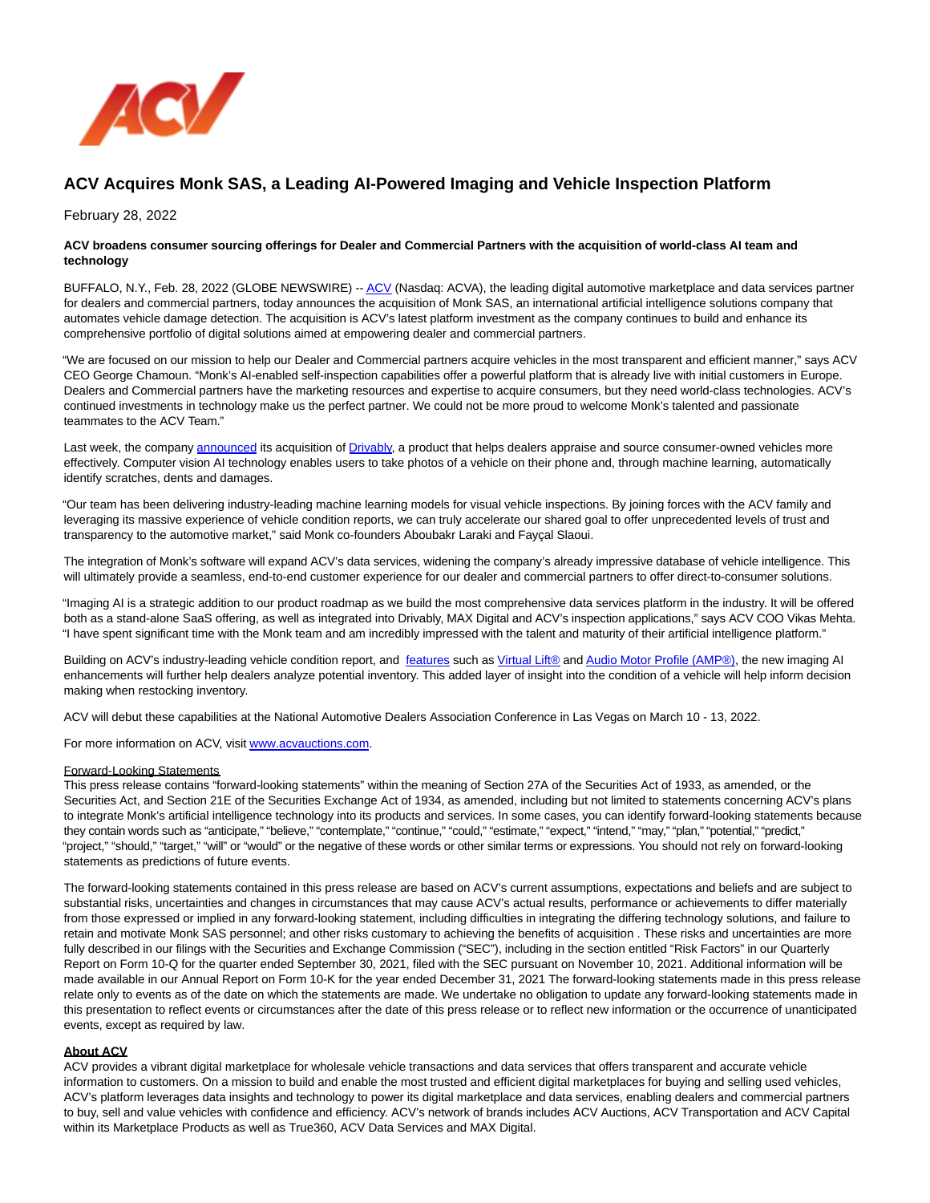# ACV Acquires Monk SAS, a Leading AI-Powered Imaging and Vehicle Inspection Platform

February 28, 2022

**ACV broadens consumer sourcing offerings for Dealer and Commercial Partners with the acquisition of world-class AI team and technology**

BUFFALO, N.Y., Feb. 28, 2022 (GLOBE NEWSWIRE) -- ACV (Nasdaq: ACVA), the leading digital automotive marketplace and data services partner for dealers and commercial partners, today announces the acquisition of Monk SAS, an international artificial intelligence solutions company that automates vehicle damage detection. The acquisition is ACV's latest platform investment as the company continues to build and enhance its comprehensive portfolio of digital solutions aimed at empowering dealer and commercial partners.

"We are focused on our mission to help our Dealer and Commercial partners acquire vehicles in the most transparent and efficient manner," says ACV CEO George Chamoun. "Monk's AI-enabled self-inspection capabilities offer a powerful platform that is already live with initial customers in Europe. Dealers and Commercial partners have the marketing resources and expertise to acquire consumers, but they need world-class technologies. ACV's continued investments in technology make us the perfect partner. We could not be more proud to welcome Monk's talented and passionate teammates to the ACV Team."

Last week, the company announced its acquisition of Drivably, a product that helps dealers appraise and source consumer-owned vehicles more effectively. Computer vision AI technology enables users to take photos of a vehicle on their phone and, through machine learning, automatically identify scratches, dents and damages.

"Our team has been delivering industry-leading machine learning models for visual vehicle inspections. By joining forces with the ACV family and leveraging its massive experience of vehicle condition reports, we can truly accelerate our shared goal to offer unprecedented levels of trust and transparency to the automotive market," said Monk co-founders Aboubakr Laraki and Fayçal Slaoui.

The integration of Monk's software will expand ACV's data services, widening the company's already impressive database of vehicle intelligence. This will ultimately provide a seamless, end-to-end customer experience for our dealer and commercial partners to offer direct-to-consumer solutions.

"Imaging AI is a strategic addition to our product roadmap as we build the most comprehensive data services platform in the industry. It will be offered both as a stand-alone SaaS offering, as well as integrated into Drivably, MAX Digital and ACV's inspection applications," says ACV COO Vikas Mehta. "I have spent significant time with the Monk team and am incredibly impressed with the talent and maturity of their artificial intelligence platform."

Building on ACV's industry-leading vehicle condition report, and features such as Virtual Lift® and Audio Motor Profile (AMP®), the new imaging AI enhancements will further help dealers analyze potential inventory. This added layer of insight into the condition of a vehicle will help inform decision making when restocking inventory.

ACV will debut these capabilities at the National Automotive Dealers Association Conference in Las Vegas on March 10 - 13, 2022.

For more information on ACV, visit www.acvauctions.com.

Forward-Looking Statements

This press release contains "forward-looking statements" within the meaning of Section 27A of the Securities Act of 1933, as amended, or the Securities Act, and Section 21E of the Securities Exchange Act of 1934, as amended, including but not limited to statements concerning ACV's plans to integrate Monk's artificial intelligence technology into its products and services. In some cases, you can identify forward-looking statements because they contain words such as "anticipate," "believe," "contemplate," "continue," "could," "estimate," "expect," "intend," "may," "plan," "potential," "predict," "project," "should," "target," "will" or "would" or the negative of these words or other similar terms or expressions. You should not rely on forward-looking statements as predictions of future events.

The forward-looking statements contained in this press release are based on ACV's current assumptions, expectations and beliefs and are subject to substantial risks, uncertainties and changes in circumstances that may cause ACV's actual results, performance or achievements to differ materially from those expressed or implied in any forward-looking statement, including difficulties in integrating the differing technology solutions, and failure to retain and motivate Monk SAS personnel; and other risks customary to achieving the benefits of acquisition . These risks and uncertainties are more fully described in our filings with the Securities and Exchange Commission ("SEC"), including in the section entitled "Risk Factors" in our Quarterly Report on Form 10-Q for the quarter ended September 30, 2021, filed with the SEC pursuant on November 10, 2021. Additional information will be made available in our Annual Report on Form 10-K for the year ended December 31, 2021 The forward-looking statements made in this press release relate only to events as of the date on which the statements are made. We undertake no obligation to update any forward-looking statements made in this presentation to reflect events or circumstances after the date of this press release or to reflect new information or the occurrence of unanticipated events, except as required by law.

**About ACV**

ACV provides a vibrant digital marketplace for wholesale vehicle transactions and data services that offers transparent and accurate vehicle information to customers. On a mission to build and enable the most trusted and efficient digital marketplaces for buying and selling used vehicles, ACV's platform leverages data insights and technology to power its digital marketplace and data services, enabling dealers and commercial partners to buy, sell and value vehicles with confidence and efficiency. ACV's network of brands includes ACV Auctions, ACV Transportation and ACV Capital within its Marketplace Products as well as True360, ACV Data Services and MAX Digital.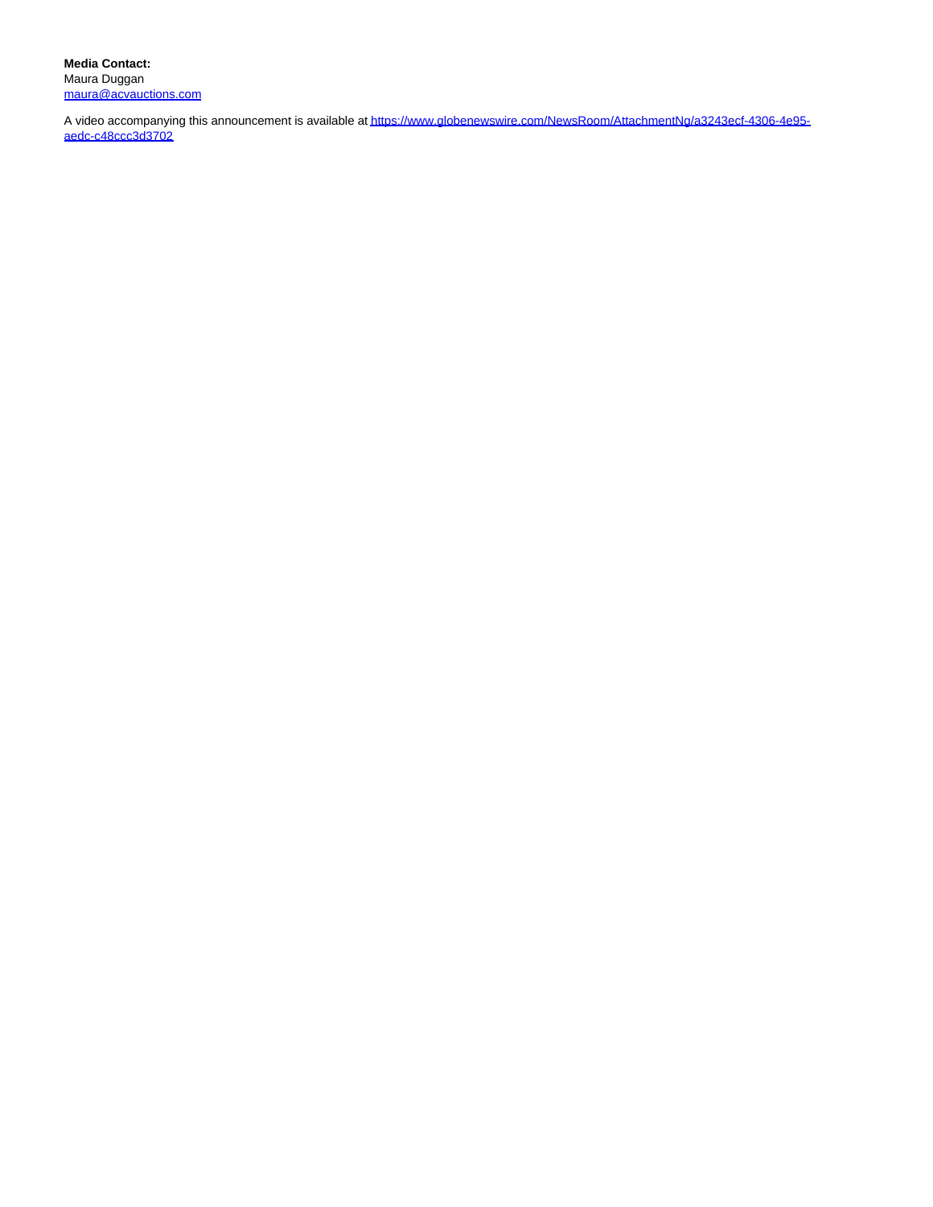**Media Contact:**
Maura Duggan
maura@acvauctions.com

A video accompanying this announcement is available at https://www.globenewswire.com/NewsRoom/AttachmentNg/a3243ecf-4306-4e95-aedc-c48ccc3d3702